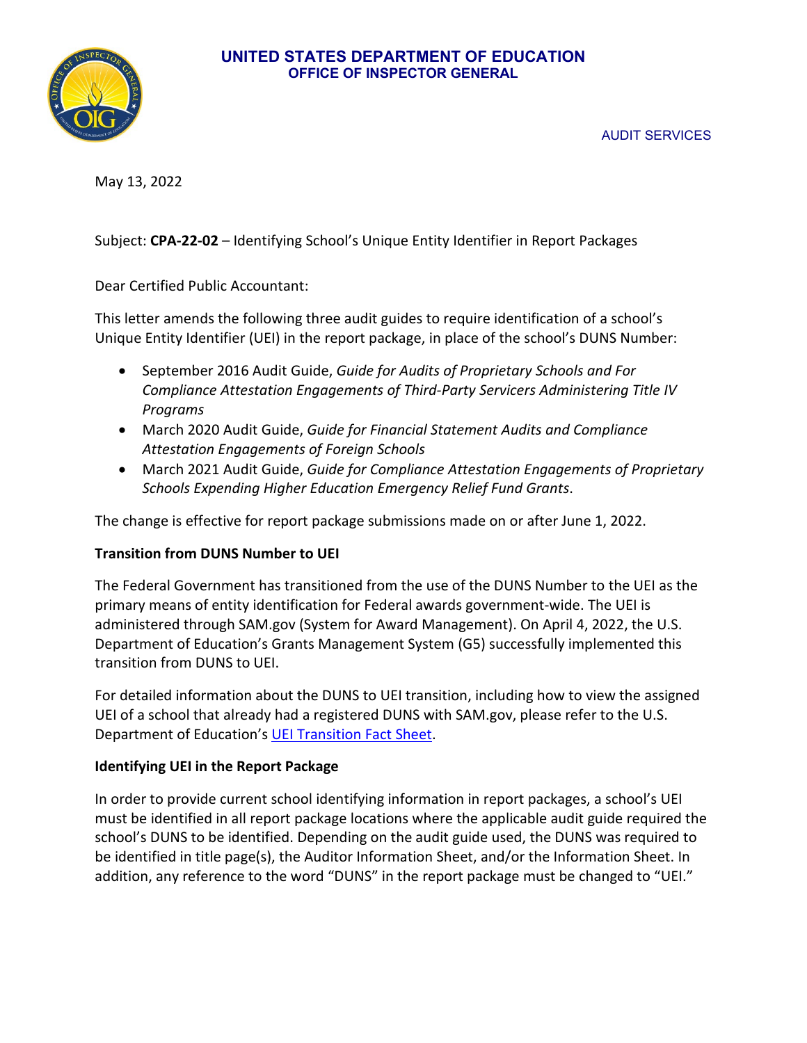**UNITED STATES DEPARTMENT OF EDUCATION**
**OFFICE OF INSPECTOR GENERAL**

AUDIT SERVICES

May 13, 2022

Subject: **CPA-22-02** – Identifying School's Unique Entity Identifier in Report Packages

Dear Certified Public Accountant:

This letter amends the following three audit guides to require identification of a school's Unique Entity Identifier (UEI) in the report package, in place of the school's DUNS Number:

- September 2016 Audit Guide, *Guide for Audits of Proprietary Schools and For Compliance Attestation Engagements of Third-Party Servicers Administering Title IV Programs*
- March 2020 Audit Guide, *Guide for Financial Statement Audits and Compliance Attestation Engagements of Foreign Schools*
- March 2021 Audit Guide, *Guide for Compliance Attestation Engagements of Proprietary Schools Expending Higher Education Emergency Relief Fund Grants*.

The change is effective for report package submissions made on or after June 1, 2022.

**Transition from DUNS Number to UEI**

The Federal Government has transitioned from the use of the DUNS Number to the UEI as the primary means of entity identification for Federal awards government-wide. The UEI is administered through SAM.gov (System for Award Management). On April 4, 2022, the U.S. Department of Education's Grants Management System (G5) successfully implemented this transition from DUNS to UEI.

For detailed information about the DUNS to UEI transition, including how to view the assigned UEI of a school that already had a registered DUNS with SAM.gov, please refer to the U.S. Department of Education's UEI Transition Fact Sheet.

**Identifying UEI in the Report Package**

In order to provide current school identifying information in report packages, a school's UEI must be identified in all report package locations where the applicable audit guide required the school's DUNS to be identified. Depending on the audit guide used, the DUNS was required to be identified in title page(s), the Auditor Information Sheet, and/or the Information Sheet. In addition, any reference to the word "DUNS" in the report package must be changed to "UEI."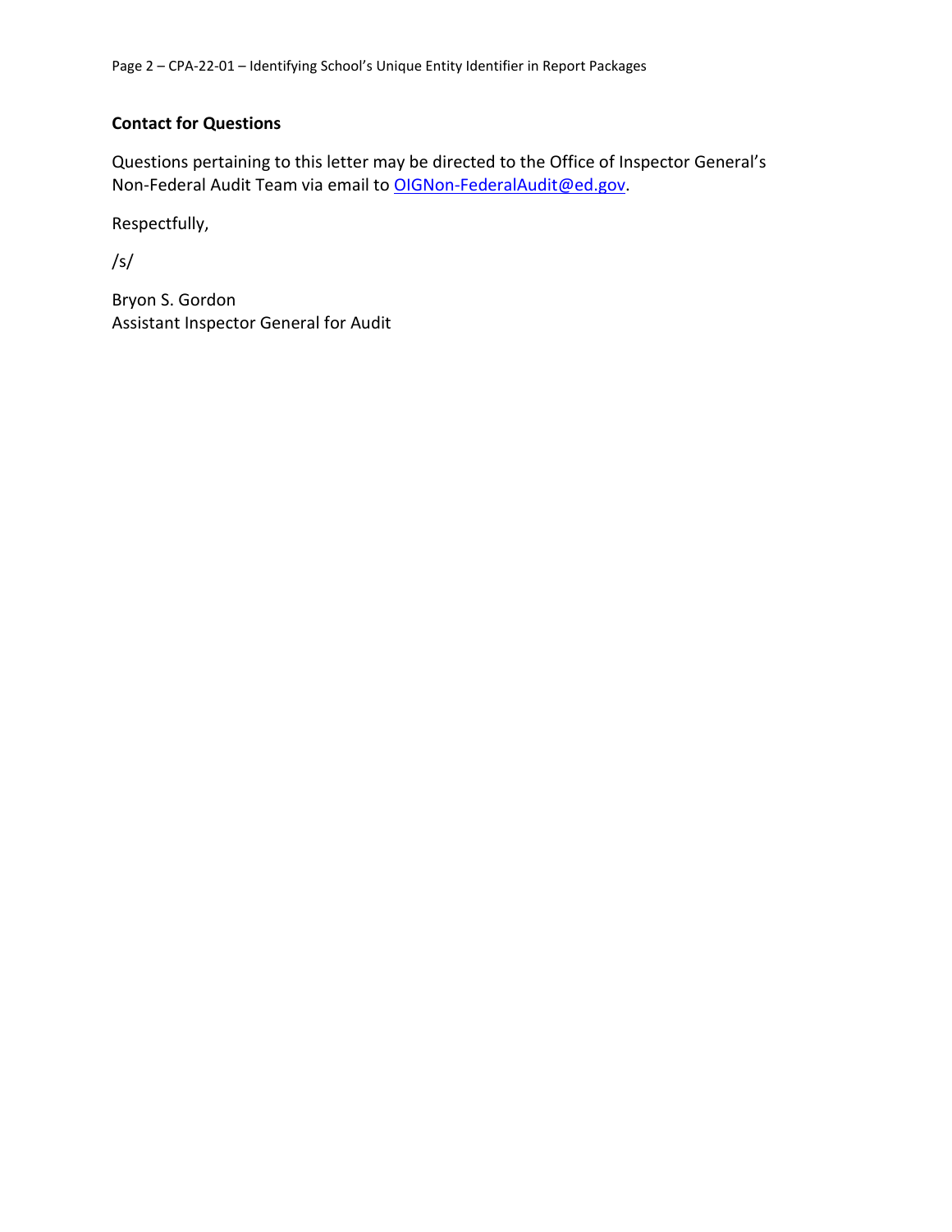## Contact for Questions

Questions pertaining to this letter may be directed to the Office of Inspector General's Non-Federal Audit Team via email to OIGNon-FederalAudit@ed.gov.

Respectfully,

/s/

Bryon S. Gordon
Assistant Inspector General for Audit